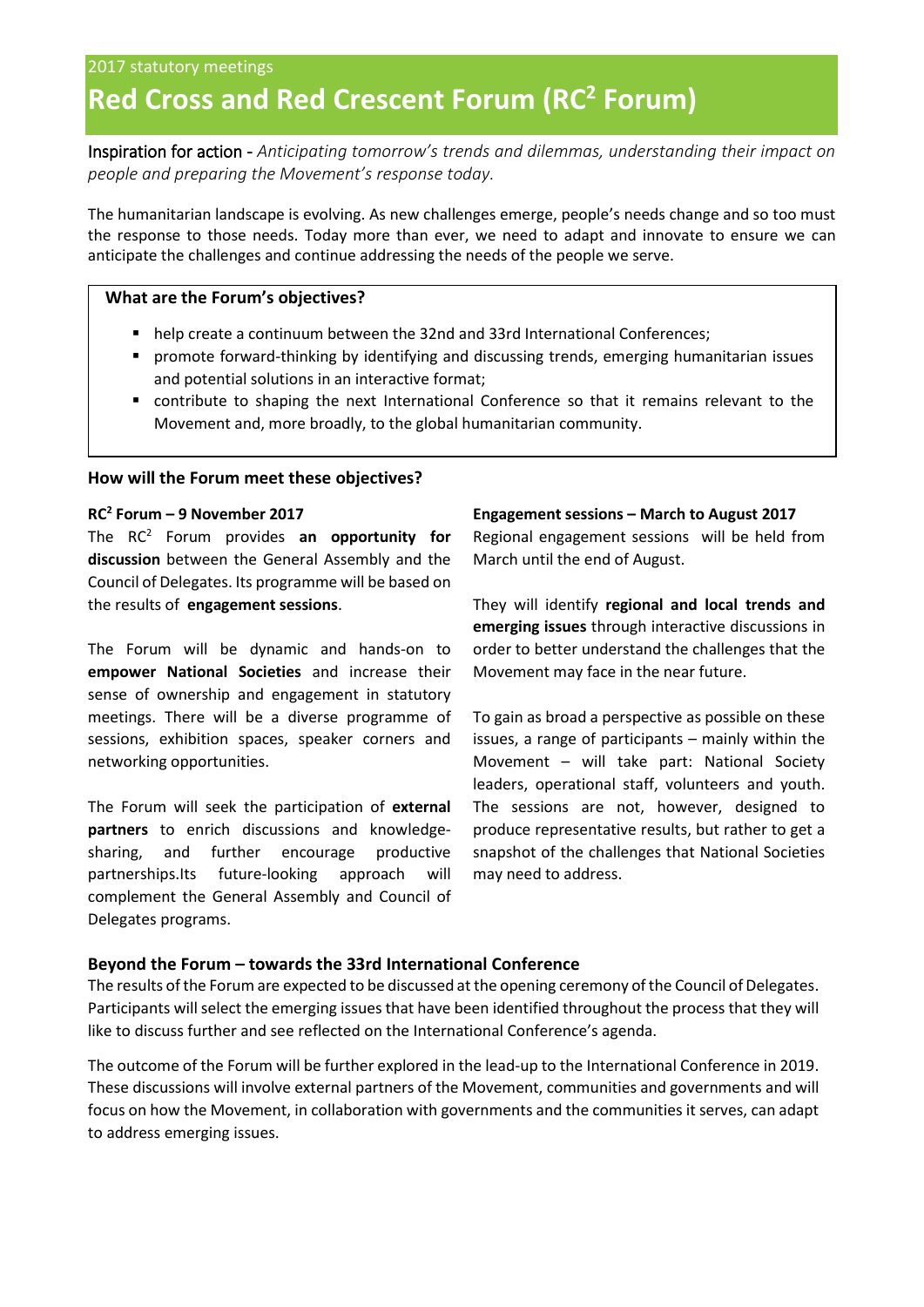2017 statutory meetings

# Red Cross and Red Crescent Forum (RC$^2$ Forum)

Inspiration for action - *Anticipating tomorrow's trends and dilemmas, understanding their impact on people and preparing the Movement's response today.*

The humanitarian landscape is evolving. As new challenges emerge, people's needs change and so too must the response to those needs. Today more than ever, we need to adapt and innovate to ensure we can anticipate the challenges and continue addressing the needs of the people we serve.

**What are the Forum's objectives?**

- help create a continuum between the 32nd and 33rd International Conferences;
- promote forward-thinking by identifying and discussing trends, emerging humanitarian issues and potential solutions in an interactive format;
- contribute to shaping the next International Conference so that it remains relevant to the Movement and, more broadly, to the global humanitarian community.

## How will the Forum meet these objectives?

### RC$^2$ Forum – 9 November 2017

The RC$^2$ Forum provides **an opportunity for discussion** between the General Assembly and the Council of Delegates. Its programme will be based on the results of **engagement sessions**.

The Forum will be dynamic and hands-on to **empower National Societies** and increase their sense of ownership and engagement in statutory meetings. There will be a diverse programme of sessions, exhibition spaces, speaker corners and networking opportunities.

The Forum will seek the participation of **external partners** to enrich discussions and knowledge-sharing, and further encourage productive partnerships.Its future-looking approach will complement the General Assembly and Council of Delegates programs.

### Engagement sessions – March to August 2017

Regional engagement sessions will be held from March until the end of August.

They will identify **regional and local trends and emerging issues** through interactive discussions in order to better understand the challenges that the Movement may face in the near future.

To gain as broad a perspective as possible on these issues, a range of participants – mainly within the Movement – will take part: National Society leaders, operational staff, volunteers and youth. The sessions are not, however, designed to produce representative results, but rather to get a snapshot of the challenges that National Societies may need to address.

## Beyond the Forum – towards the 33rd International Conference

The results of the Forum are expected to be discussed at the opening ceremony of the Council of Delegates. Participants will select the emerging issues that have been identified throughout the process that they will like to discuss further and see reflected on the International Conference's agenda.

The outcome of the Forum will be further explored in the lead-up to the International Conference in 2019. These discussions will involve external partners of the Movement, communities and governments and will focus on how the Movement, in collaboration with governments and the communities it serves, can adapt to address emerging issues.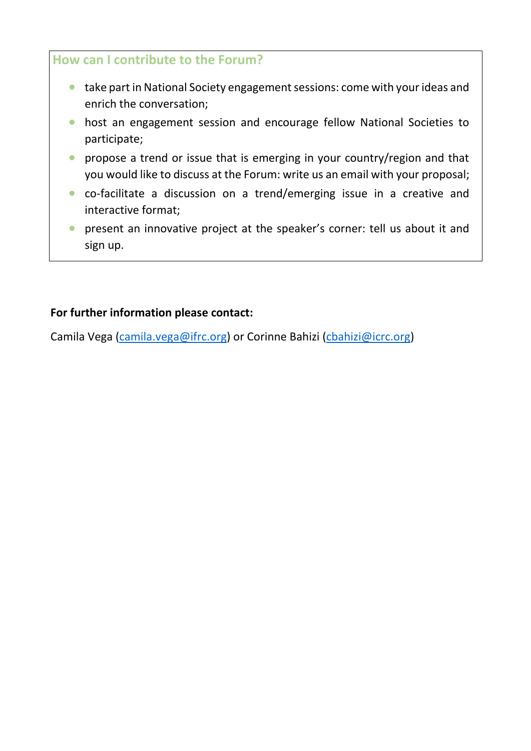## How can I contribute to the Forum?

- take part in National Society engagement sessions: come with your ideas and enrich the conversation;
- host an engagement session and encourage fellow National Societies to participate;
- propose a trend or issue that is emerging in your country/region and that you would like to discuss at the Forum: write us an email with your proposal;
- co-facilitate a discussion on a trend/emerging issue in a creative and interactive format;
- present an innovative project at the speaker's corner: tell us about it and sign up.

**For further information please contact:**

Camila Vega (camila.vega@ifrc.org) or Corinne Bahizi (cbahizi@icrc.org)